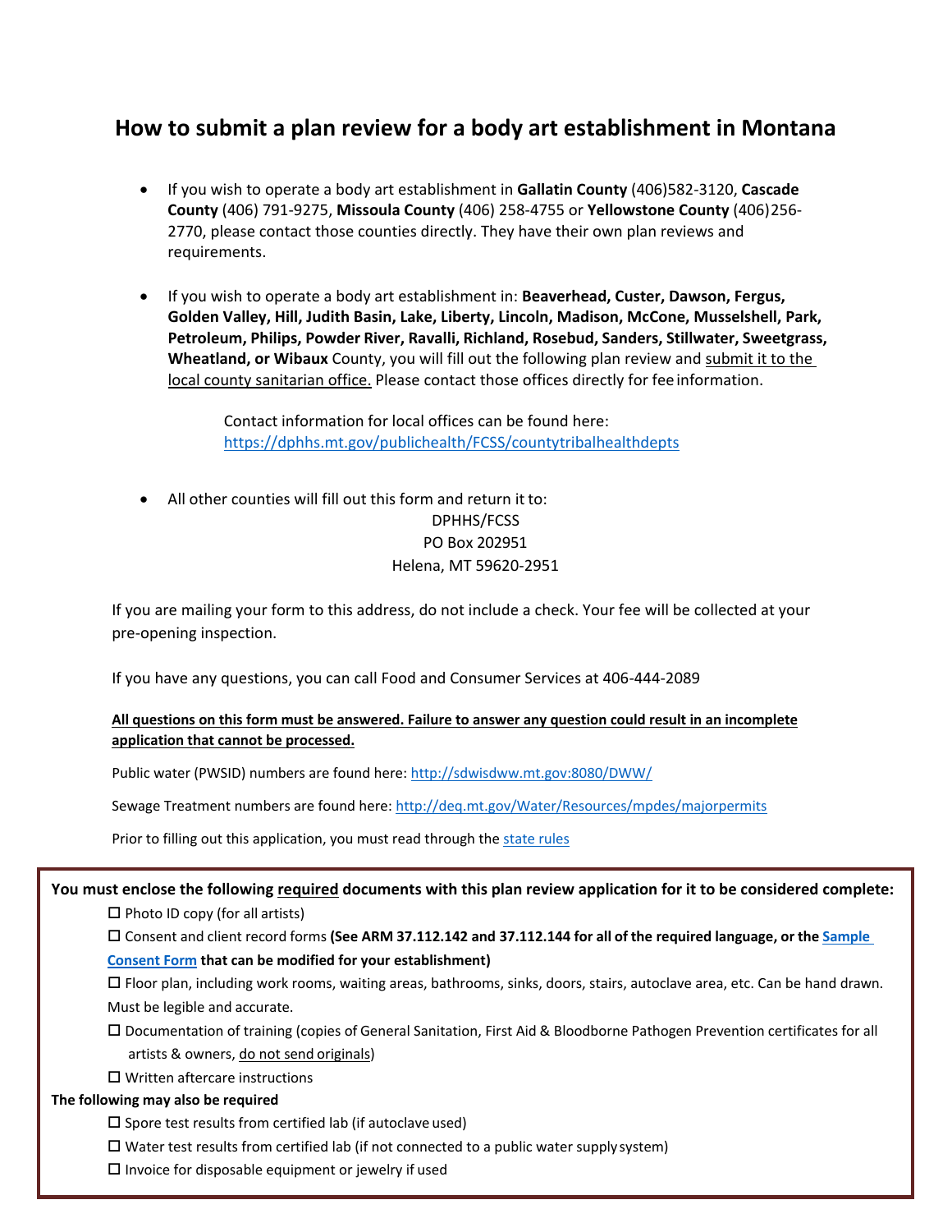# How to submit a plan review for a body art establishment in Montana

- If you wish to operate a body art establishment in **Gallatin County** (406)582-3120, **Cascade County** (406) 791-9275, **Missoula County** (406) 258-4755 or **Yellowstone County** (406)256-2770, please contact those counties directly. They have their own plan reviews and requirements.

- If you wish to operate a body art establishment in: **Beaverhead, Custer, Dawson, Fergus, Golden Valley, Hill, Judith Basin, Lake, Liberty, Lincoln, Madison, McCone, Musselshell, Park, Petroleum, Philips, Powder River, Ravalli, Richland, Rosebud, Sanders, Stillwater, Sweetgrass, Wheatland, or Wibaux** County, you will fill out the following plan review and submit it to the local county sanitarian office. Please contact those offices directly for fee information.

  Contact information for local offices can be found here: [https://dphhs.mt.gov/publichealth/FCSS/countytribalhealthdepts](https://dphhs.mt.gov/publichealth/FCSS/countytribalhealthdepts)

- All other counties will fill out this form and return it to:

  DPHHS/FCSS
  PO Box 202951
  Helena, MT 59620-2951

If you are mailing your form to this address, do not include a check. Your fee will be collected at your pre-opening inspection.

If you have any questions, you can call Food and Consumer Services at 406-444-2089

**All questions on this form must be answered. Failure to answer any question could result in an incomplete application that cannot be processed.**

Public water (PWSID) numbers are found here: [http://sdwisdww.mt.gov:8080/DWW/](http://sdwisdww.mt.gov:8080/DWW/)

Sewage Treatment numbers are found here: [http://deq.mt.gov/Water/Resources/mpdes/majorpermits](http://deq.mt.gov/Water/Resources/mpdes/majorpermits)

Prior to filling out this application, you must read through the state rules

**You must enclose the following required documents with this plan review application for it to be considered complete:**

- ☐ Photo ID copy (for all artists)
- ☐ Consent and client record forms **(See ARM 37.112.142 and 37.112.144 for all of the required language, or the Sample Consent Form that can be modified for your establishment)**
- ☐ Floor plan, including work rooms, waiting areas, bathrooms, sinks, doors, stairs, autoclave area, etc. Can be hand drawn. Must be legible and accurate.
- ☐ Documentation of training (copies of General Sanitation, First Aid & Bloodborne Pathogen Prevention certificates for all artists & owners, do not send originals)
- ☐ Written aftercare instructions

**The following may also be required**

- ☐ Spore test results from certified lab (if autoclave used)
- ☐ Water test results from certified lab (if not connected to a public water supply system)
- ☐ Invoice for disposable equipment or jewelry if used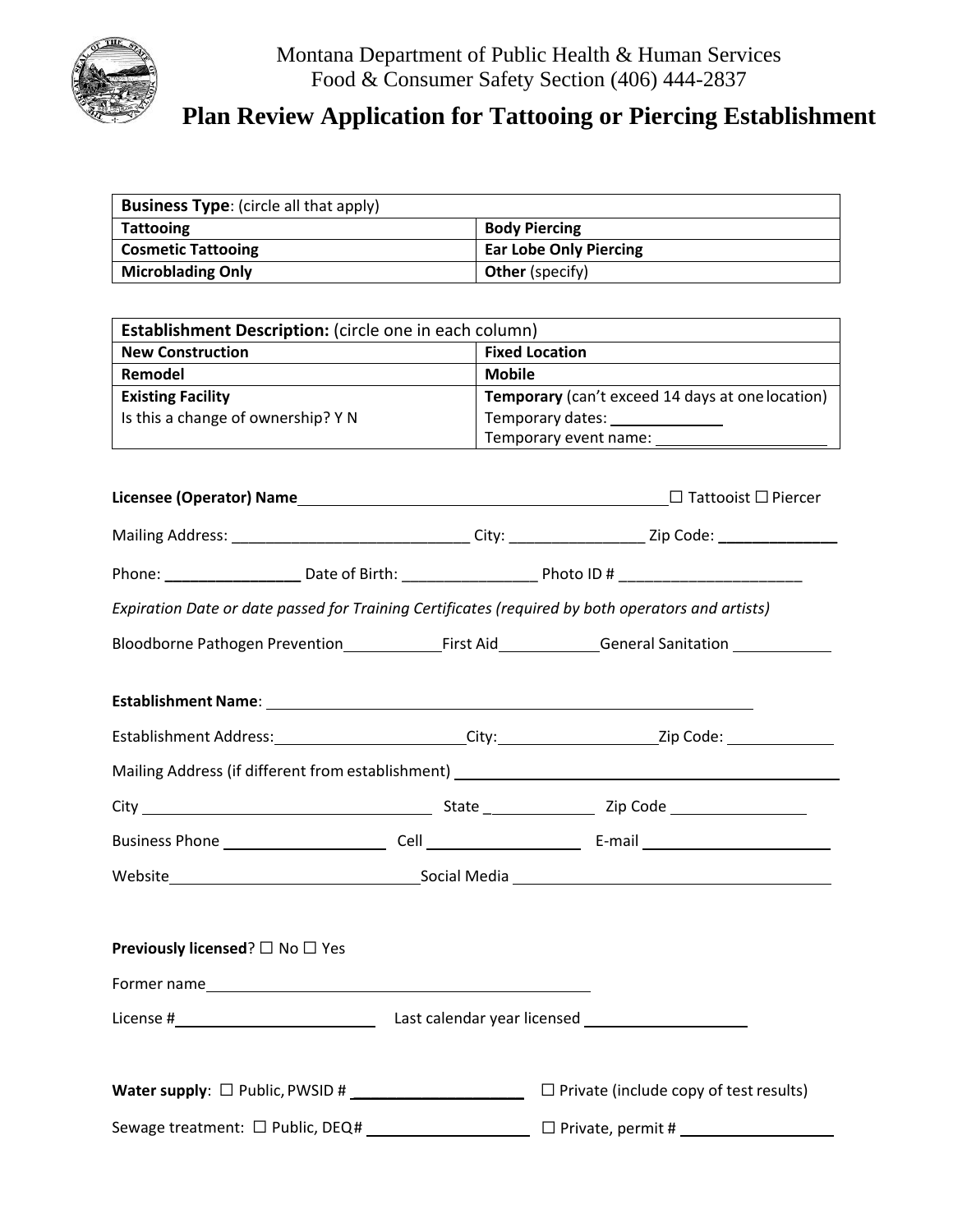Montana Department of Public Health & Human Services
Food & Consumer Safety Section (406) 444-2837

# Plan Review Application for Tattooing or Piercing Establishment

| **Business Type**: (circle all that apply) | |
|---|---|
| **Tattooing** | **Body Piercing** |
| **Cosmetic Tattooing** | **Ear Lobe Only Piercing** |
| **Microblading Only** | **Other** (specify) |

| **Establishment Description:** (circle one in each column) | |
|---|---|
| **New Construction** | **Fixed Location** |
| **Remodel** | **Mobile** |
| **Existing Facility**<br>Is this a change of ownership? Y N | **Temporary** (can't exceed 14 days at one location)<br>Temporary dates: ____________<br>Temporary event name: ____________ |

**Licensee (Operator) Name** ________________________________ ☐ Tattooist ☐ Piercer

Mailing Address: ___________________________ City: _______________ Zip Code: _____________

Phone: _______________ Date of Birth: _______________ Photo ID # _____________________

*Expiration Date or date passed for Training Certificates (required by both operators and artists)*

Bloodborne Pathogen Prevention__________ First Aid__________ General Sanitation __________

**Establishment Name**: ____________________________________________

Establishment Address: ____________________ City: _________________ Zip Code: ___________

Mailing Address (if different from establishment) ________________________________

City ______________________________ State _____________ Zip Code _______________

Business Phone __________________ Cell _________________ E-mail ____________________

Website __________________________ Social Media ________________________________

**Previously licensed**? ☐ No ☐ Yes

Former name ________________________________________

License # ______________________ Last calendar year licensed __________________

**Water supply**: ☐ Public, PWSID # ___________________ ☐ Private (include copy of test results)

Sewage treatment: ☐ Public, DEQ# __________________ ☐ Private, permit # __________________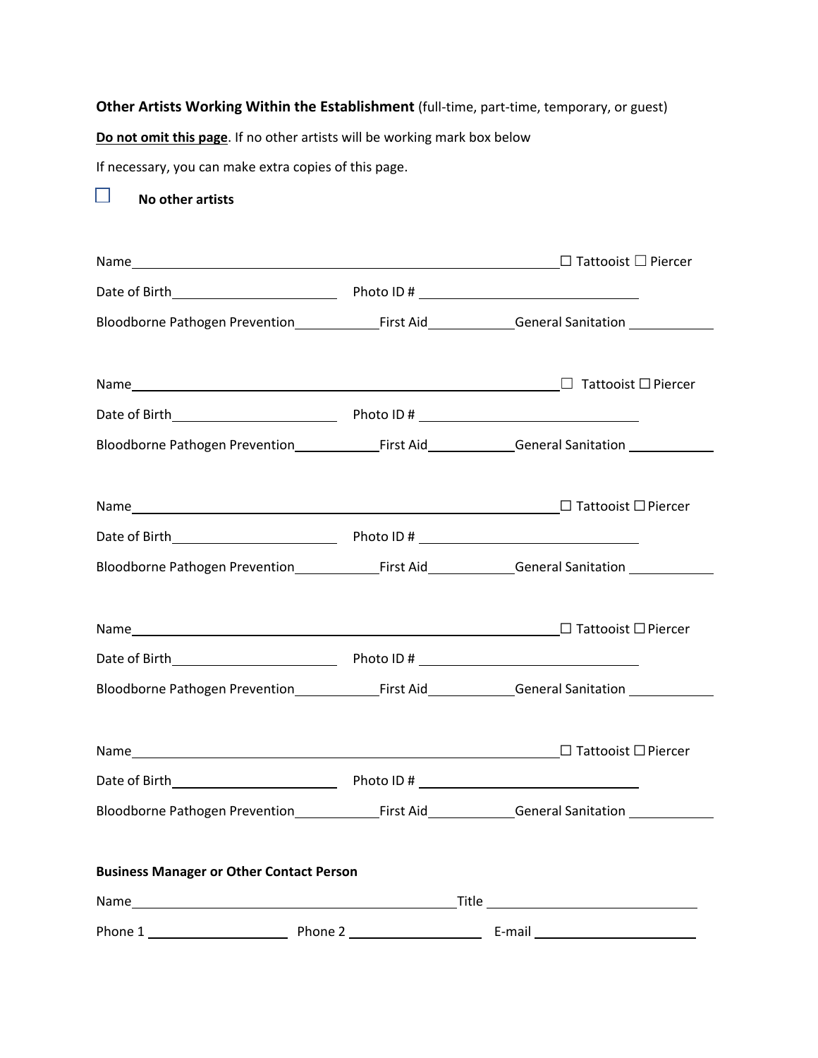**Other Artists Working Within the Establishment** (full-time, part-time, temporary, or guest)

**<u>Do not omit this page</u>**. If no other artists will be working mark box below

If necessary, you can make extra copies of this page.

☐ **No other artists**

Name\_\_\_\_\_\_\_\_\_\_\_\_\_\_\_\_\_\_\_\_\_\_\_\_\_\_\_\_\_\_\_\_\_\_\_\_\_\_\_\_\_\_\_\_\_\_\_\_ ☐ Tattooist ☐ Piercer

Date of Birth\_\_\_\_\_\_\_\_\_\_\_\_\_\_\_\_\_\_\_\_ Photo ID # \_\_\_\_\_\_\_\_\_\_\_\_\_\_\_\_\_\_\_\_\_\_\_\_\_\_

Bloodborne Pathogen Prevention\_\_\_\_\_\_\_\_\_\_First Aid\_\_\_\_\_\_\_\_\_\_General Sanitation \_\_\_\_\_\_\_\_\_\_

Name\_\_\_\_\_\_\_\_\_\_\_\_\_\_\_\_\_\_\_\_\_\_\_\_\_\_\_\_\_\_\_\_\_\_\_\_\_\_\_\_\_\_\_\_\_\_\_\_ ☐ Tattooist ☐ Piercer

Date of Birth\_\_\_\_\_\_\_\_\_\_\_\_\_\_\_\_\_\_\_\_ Photo ID # \_\_\_\_\_\_\_\_\_\_\_\_\_\_\_\_\_\_\_\_\_\_\_\_\_\_

Bloodborne Pathogen Prevention\_\_\_\_\_\_\_\_\_\_First Aid\_\_\_\_\_\_\_\_\_\_General Sanitation \_\_\_\_\_\_\_\_\_\_

Name\_\_\_\_\_\_\_\_\_\_\_\_\_\_\_\_\_\_\_\_\_\_\_\_\_\_\_\_\_\_\_\_\_\_\_\_\_\_\_\_\_\_\_\_\_\_\_\_ ☐ Tattooist ☐ Piercer

Date of Birth\_\_\_\_\_\_\_\_\_\_\_\_\_\_\_\_\_\_\_\_ Photo ID # \_\_\_\_\_\_\_\_\_\_\_\_\_\_\_\_\_\_\_\_\_\_\_\_\_\_

Bloodborne Pathogen Prevention\_\_\_\_\_\_\_\_\_\_First Aid\_\_\_\_\_\_\_\_\_\_General Sanitation \_\_\_\_\_\_\_\_\_\_

Name\_\_\_\_\_\_\_\_\_\_\_\_\_\_\_\_\_\_\_\_\_\_\_\_\_\_\_\_\_\_\_\_\_\_\_\_\_\_\_\_\_\_\_\_\_\_\_\_ ☐ Tattooist ☐ Piercer

Date of Birth\_\_\_\_\_\_\_\_\_\_\_\_\_\_\_\_\_\_\_\_ Photo ID # \_\_\_\_\_\_\_\_\_\_\_\_\_\_\_\_\_\_\_\_\_\_\_\_\_\_

Bloodborne Pathogen Prevention\_\_\_\_\_\_\_\_\_\_First Aid\_\_\_\_\_\_\_\_\_\_General Sanitation \_\_\_\_\_\_\_\_\_\_

Name\_\_\_\_\_\_\_\_\_\_\_\_\_\_\_\_\_\_\_\_\_\_\_\_\_\_\_\_\_\_\_\_\_\_\_\_\_\_\_\_\_\_\_\_\_\_\_\_ ☐ Tattooist ☐ Piercer

Date of Birth\_\_\_\_\_\_\_\_\_\_\_\_\_\_\_\_\_\_\_\_ Photo ID # \_\_\_\_\_\_\_\_\_\_\_\_\_\_\_\_\_\_\_\_\_\_\_\_\_\_

Bloodborne Pathogen Prevention\_\_\_\_\_\_\_\_\_\_First Aid\_\_\_\_\_\_\_\_\_\_General Sanitation \_\_\_\_\_\_\_\_\_\_

**Business Manager or Other Contact Person**

Name\_\_\_\_\_\_\_\_\_\_\_\_\_\_\_\_\_\_\_\_\_\_\_\_\_\_\_\_\_\_\_\_\_\_\_\_\_\_Title \_\_\_\_\_\_\_\_\_\_\_\_\_\_\_\_\_\_\_\_\_\_\_\_\_\_

Phone 1 \_\_\_\_\_\_\_\_\_\_\_\_\_\_\_\_\_ Phone 2 \_\_\_\_\_\_\_\_\_\_\_\_\_\_\_\_ E-mail \_\_\_\_\_\_\_\_\_\_\_\_\_\_\_\_\_\_\_\_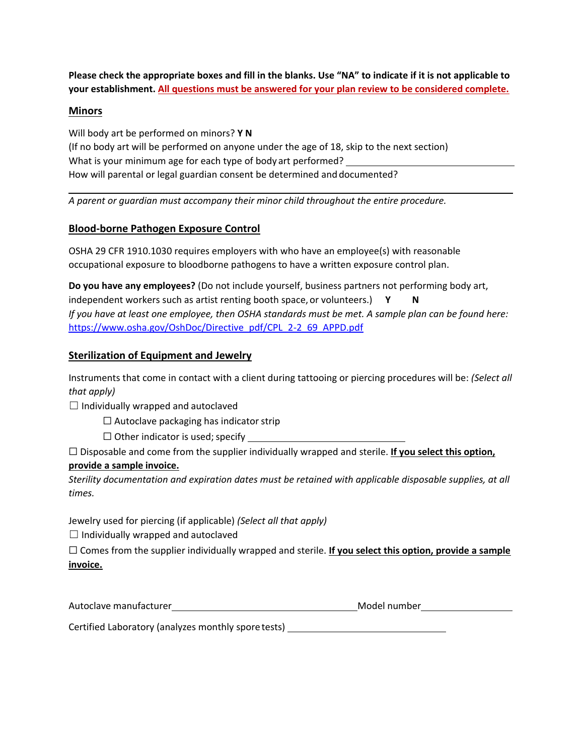**Please check the appropriate boxes and fill in the blanks. Use "NA" to indicate if it is not applicable to your establishment.** <u>All questions must be answered for your plan review to be considered complete.</u>

## Minors

Will body art be performed on minors? **Y N**

(If no body art will be performed on anyone under the age of 18, skip to the next section)

What is your minimum age for each type of body art performed? ______________________________

How will parental or legal guardian consent be determined and documented?

______________________________________________________________________________

*A parent or guardian must accompany their minor child throughout the entire procedure.*

## Blood-borne Pathogen Exposure Control

OSHA 29 CFR 1910.1030 requires employers with who have an employee(s) with reasonable occupational exposure to bloodborne pathogens to have a written exposure control plan.

**Do you have any employees?** (Do not include yourself, business partners not performing body art, independent workers such as artist renting booth space, or volunteers.) **Y N**

*If you have at least one employee, then OSHA standards must be met. A sample plan can be found here:* https://www.osha.gov/OshDoc/Directive_pdf/CPL_2-2_69_APPD.pdf

## Sterilization of Equipment and Jewelry

Instruments that come in contact with a client during tattooing or piercing procedures will be: *(Select all that apply)*

☐ Individually wrapped and autoclaved

- ☐ Autoclave packaging has indicator strip
- ☐ Other indicator is used; specify ______________________________

☐ Disposable and come from the supplier individually wrapped and sterile. **<u>If you select this option, provide a sample invoice.</u>**

*Sterility documentation and expiration dates must be retained with applicable disposable supplies, at all times.*

Jewelry used for piercing (if applicable) *(Select all that apply)*

☐ Individually wrapped and autoclaved

☐ Comes from the supplier individually wrapped and sterile. **<u>If you select this option, provide a sample invoice.</u>**

Autoclave manufacturer ______________________________ Model number ____________________

Certified Laboratory (analyzes monthly spore tests) ______________________________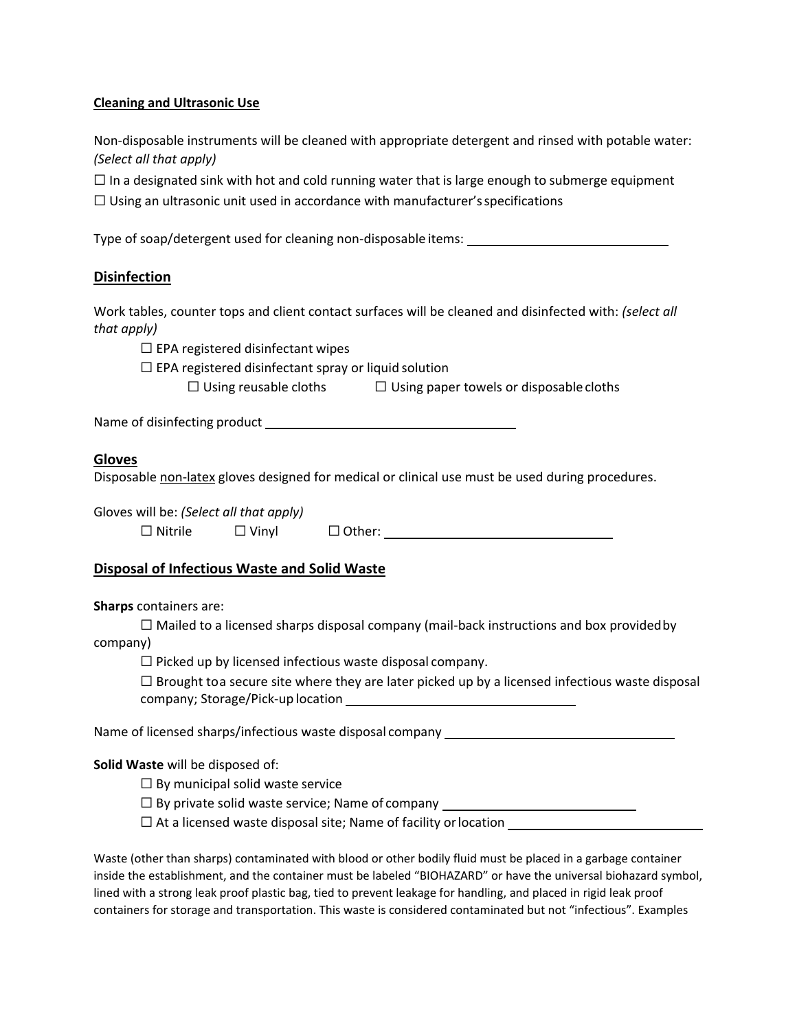**Cleaning and Ultrasonic Use**

Non-disposable instruments will be cleaned with appropriate detergent and rinsed with potable water: *(Select all that apply)*

☐ In a designated sink with hot and cold running water that is large enough to submerge equipment

☐ Using an ultrasonic unit used in accordance with manufacturer's specifications

Type of soap/detergent used for cleaning non-disposable items: ______________________________

## Disinfection

Work tables, counter tops and client contact surfaces will be cleaned and disinfected with: *(select all that apply)*

☐ EPA registered disinfectant wipes

☐ EPA registered disinfectant spray or liquid solution

☐ Using reusable cloths ☐ Using paper towels or disposable cloths

Name of disinfecting product ______________________________

## Gloves

Disposable non-latex gloves designed for medical or clinical use must be used during procedures.

Gloves will be: *(Select all that apply)*

☐ Nitrile ☐ Vinyl ☐ Other: ______________________________

## Disposal of Infectious Waste and Solid Waste

**Sharps** containers are:

☐ Mailed to a licensed sharps disposal company (mail-back instructions and box provided by company)

☐ Picked up by licensed infectious waste disposal company.

☐ Brought to a secure site where they are later picked up by a licensed infectious waste disposal company; Storage/Pick-up location ______________________________

Name of licensed sharps/infectious waste disposal company ______________________________

**Solid Waste** will be disposed of:

☐ By municipal solid waste service

☐ By private solid waste service; Name of company ______________________________

☐ At a licensed waste disposal site; Name of facility or location ______________________________

Waste (other than sharps) contaminated with blood or other bodily fluid must be placed in a garbage container inside the establishment, and the container must be labeled "BIOHAZARD" or have the universal biohazard symbol, lined with a strong leak proof plastic bag, tied to prevent leakage for handling, and placed in rigid leak proof containers for storage and transportation. This waste is considered contaminated but not "infectious". Examples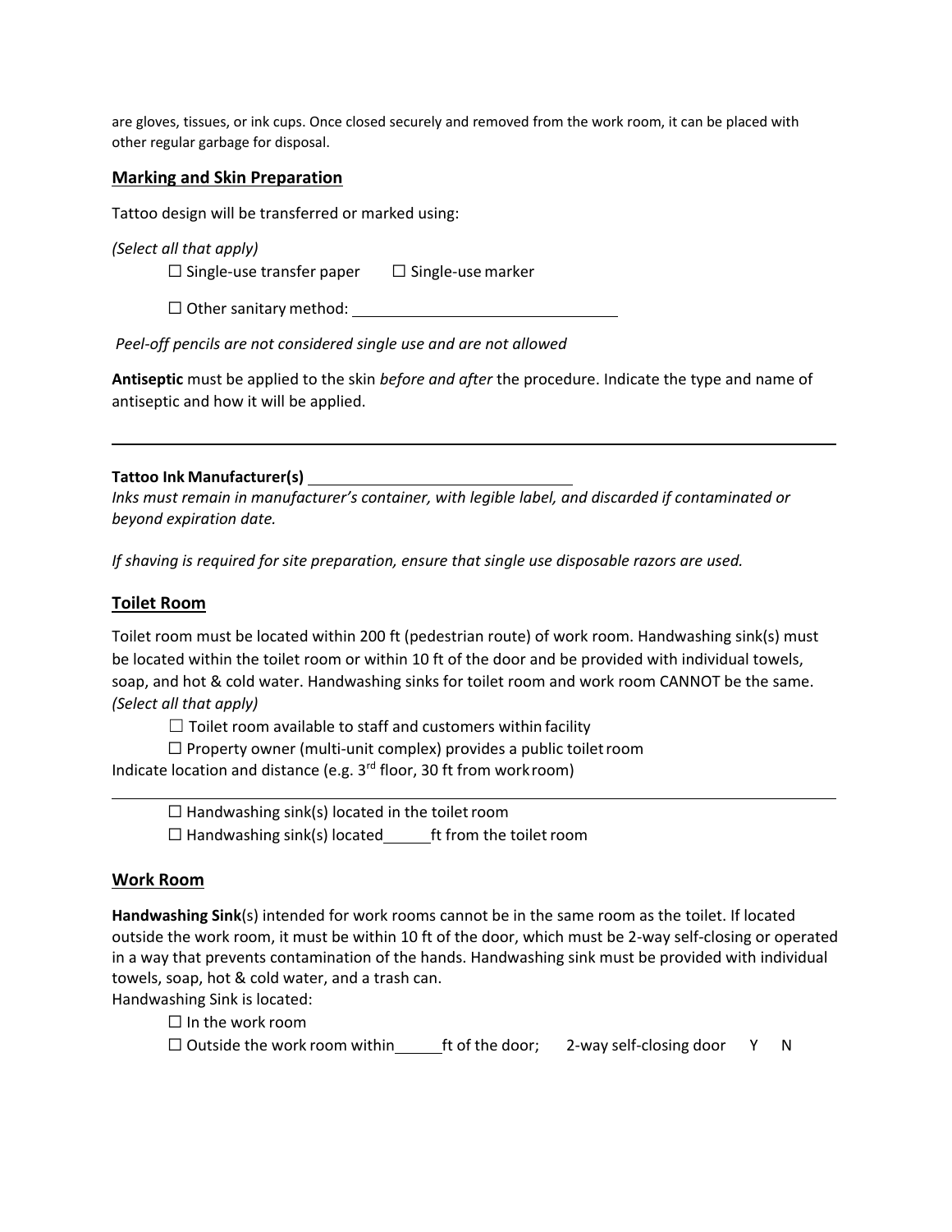are gloves, tissues, or ink cups. Once closed securely and removed from the work room, it can be placed with other regular garbage for disposal.

## Marking and Skin Preparation

Tattoo design will be transferred or marked using:

*(Select all that apply)*

☐ Single-use transfer paper ☐ Single-use marker

☐ Other sanitary method: ______________________________

*Peel-off pencils are not considered single use and are not allowed*

**Antiseptic** must be applied to the skin *before and after* the procedure. Indicate the type and name of antiseptic and how it will be applied.

______________________________________________________________________________

**Tattoo Ink Manufacturer(s)** ______________________________

*Inks must remain in manufacturer's container, with legible label, and discarded if contaminated or beyond expiration date.*

*If shaving is required for site preparation, ensure that single use disposable razors are used.*

## Toilet Room

Toilet room must be located within 200 ft (pedestrian route) of work room. Handwashing sink(s) must be located within the toilet room or within 10 ft of the door and be provided with individual towels, soap, and hot & cold water. Handwashing sinks for toilet room and work room CANNOT be the same. *(Select all that apply)*

☐ Toilet room available to staff and customers within facility

☐ Property owner (multi-unit complex) provides a public toilet room

Indicate location and distance (e.g. 3rd floor, 30 ft from work room)

______________________________________________________________________________

☐ Handwashing sink(s) located in the toilet room

☐ Handwashing sink(s) located _____ ft from the toilet room

## Work Room

**Handwashing Sink**(s) intended for work rooms cannot be in the same room as the toilet. If located outside the work room, it must be within 10 ft of the door, which must be 2-way self-closing or operated in a way that prevents contamination of the hands. Handwashing sink must be provided with individual towels, soap, hot & cold water, and a trash can.

Handwashing Sink is located:

☐ In the work room

☐ Outside the work room within _____ ft of the door; 2-way self-closing door Y N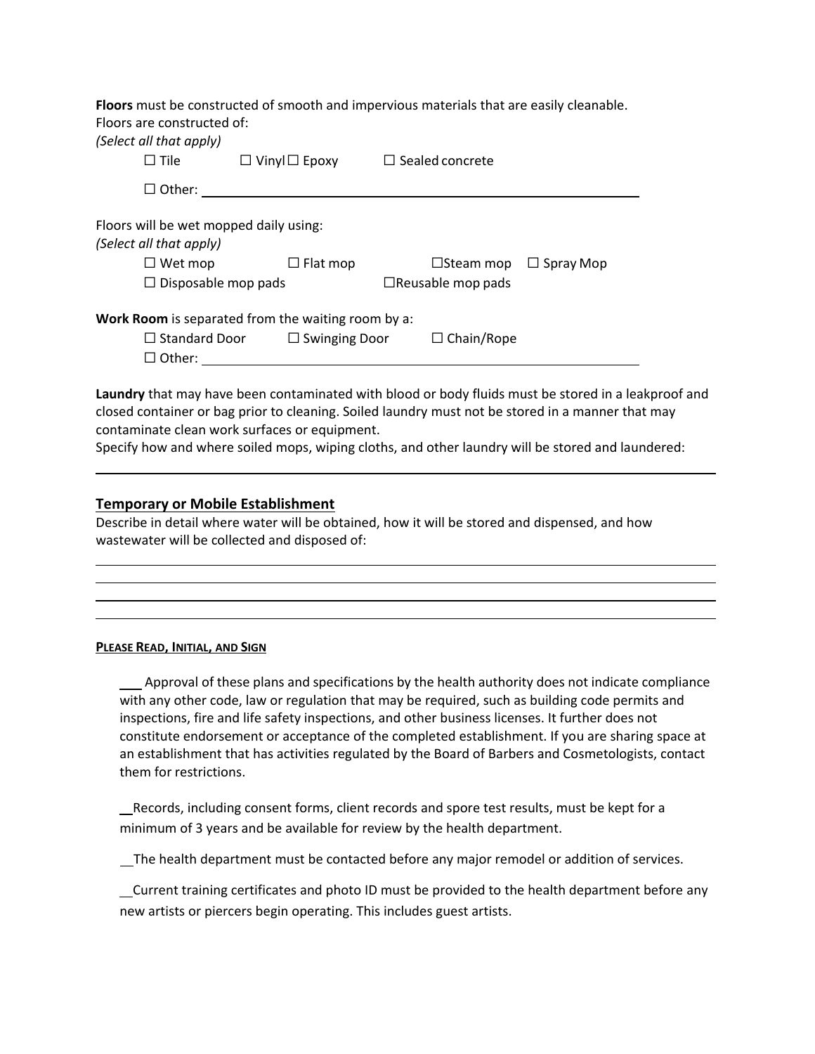**Floors** must be constructed of smooth and impervious materials that are easily cleanable.
Floors are constructed of:
*(Select all that apply)*

☐ Tile ☐ Vinyl ☐ Epoxy ☐ Sealed concrete

☐ Other: ______________________________________________

Floors will be wet mopped daily using:
*(Select all that apply)*

☐ Wet mop ☐ Flat mop ☐Steam mop ☐ Spray Mop

☐ Disposable mop pads ☐Reusable mop pads

**Work Room** is separated from the waiting room by a:

☐ Standard Door ☐ Swinging Door ☐ Chain/Rope

☐ Other: ______________________________________________

**Laundry** that may have been contaminated with blood or body fluids must be stored in a leakproof and closed container or bag prior to cleaning. Soiled laundry must not be stored in a manner that may contaminate clean work surfaces or equipment.
Specify how and where soiled mops, wiping cloths, and other laundry will be stored and laundered:

______________________________________________

## Temporary or Mobile Establishment

Describe in detail where water will be obtained, how it will be stored and dispensed, and how wastewater will be collected and disposed of:

______________________________________________

______________________________________________

______________________________________________

______________________________________________

### PLEASE READ, INITIAL, AND SIGN

___ Approval of these plans and specifications by the health authority does not indicate compliance with any other code, law or regulation that may be required, such as building code permits and inspections, fire and life safety inspections, and other business licenses. It further does not constitute endorsement or acceptance of the completed establishment. If you are sharing space at an establishment that has activities regulated by the Board of Barbers and Cosmetologists, contact them for restrictions.

__ Records, including consent forms, client records and spore test results, must be kept for a minimum of 3 years and be available for review by the health department.

__ The health department must be contacted before any major remodel or addition of services.

__ Current training certificates and photo ID must be provided to the health department before any new artists or piercers begin operating. This includes guest artists.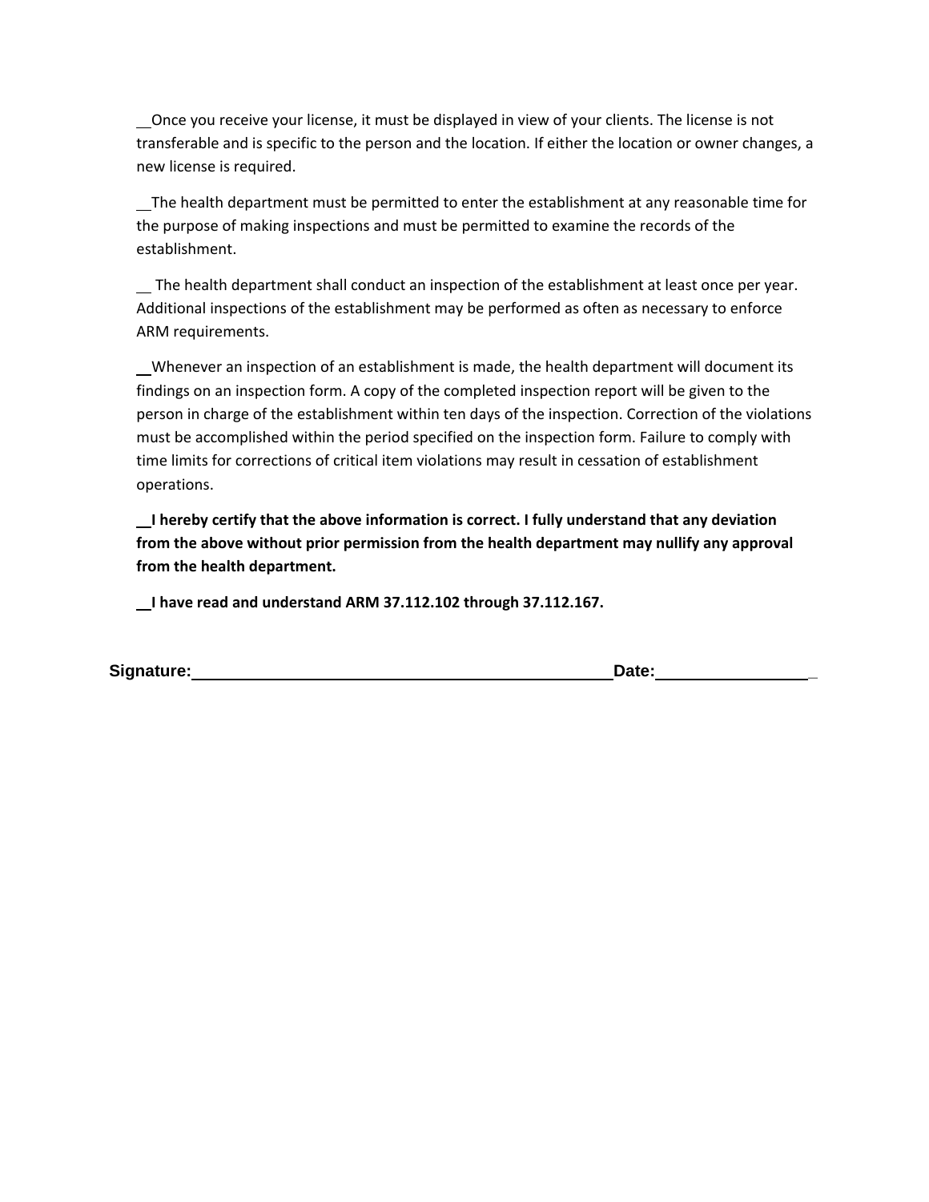__Once you receive your license, it must be displayed in view of your clients. The license is not transferable and is specific to the person and the location. If either the location or owner changes, a new license is required.

__The health department must be permitted to enter the establishment at any reasonable time for the purpose of making inspections and must be permitted to examine the records of the establishment.

__ The health department shall conduct an inspection of the establishment at least once per year. Additional inspections of the establishment may be performed as often as necessary to enforce ARM requirements.

__Whenever an inspection of an establishment is made, the health department will document its findings on an inspection form. A copy of the completed inspection report will be given to the person in charge of the establishment within ten days of the inspection. Correction of the violations must be accomplished within the period specified on the inspection form. Failure to comply with time limits for corrections of critical item violations may result in cessation of establishment operations.

__**I hereby certify that the above information is correct. I fully understand that any deviation from the above without prior permission from the health department may nullify any approval from the health department.**

__**I have read and understand ARM 37.112.102 through 37.112.167.**

**Signature:**_______________________________________________ **Date:**__________________